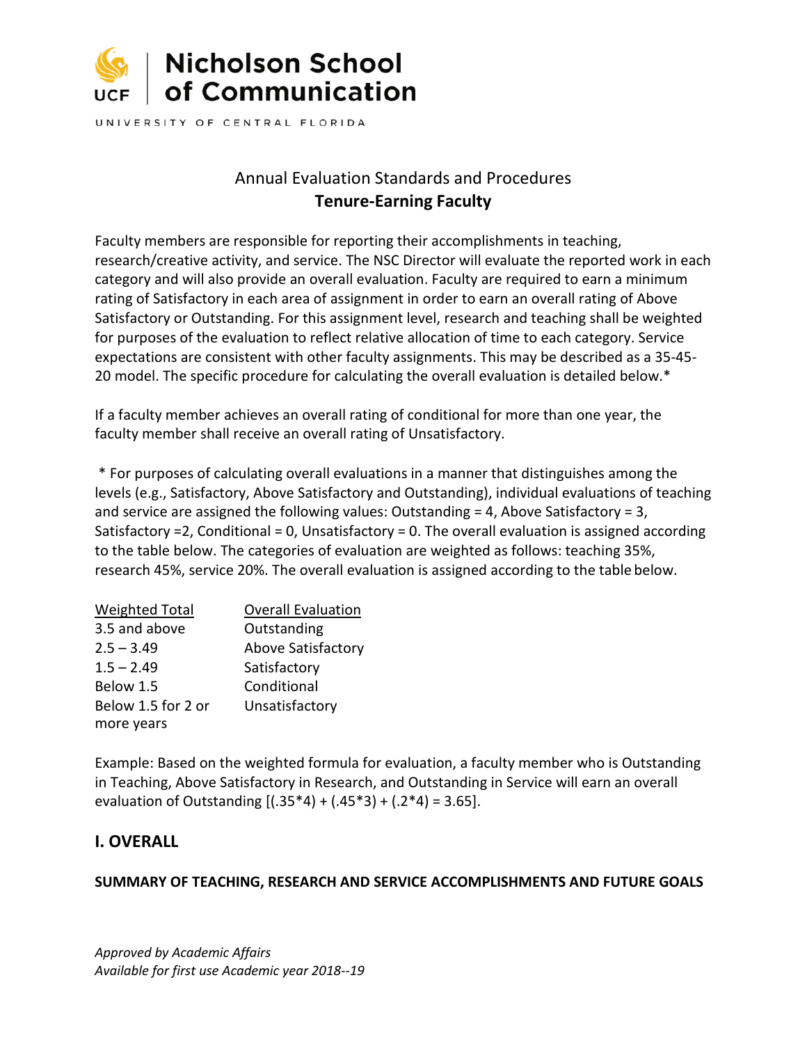# Nicholson School of Communication

UNIVERSITY OF CENTRAL FLORIDA

## Annual Evaluation Standards and Procedures
## **Tenure-Earning Faculty**

Faculty members are responsible for reporting their accomplishments in teaching, research/creative activity, and service. The NSC Director will evaluate the reported work in each category and will also provide an overall evaluation. Faculty are required to earn a minimum rating of Satisfactory in each area of assignment in order to earn an overall rating of Above Satisfactory or Outstanding. For this assignment level, research and teaching shall be weighted for purposes of the evaluation to reflect relative allocation of time to each category. Service expectations are consistent with other faculty assignments. This may be described as a 35-45-20 model. The specific procedure for calculating the overall evaluation is detailed below.*

If a faculty member achieves an overall rating of conditional for more than one year, the faculty member shall receive an overall rating of Unsatisfactory.

* For purposes of calculating overall evaluations in a manner that distinguishes among the levels (e.g., Satisfactory, Above Satisfactory and Outstanding), individual evaluations of teaching and service are assigned the following values: Outstanding = 4, Above Satisfactory = 3, Satisfactory =2, Conditional = 0, Unsatisfactory = 0. The overall evaluation is assigned according to the table below. The categories of evaluation are weighted as follows: teaching 35%, research 45%, service 20%. The overall evaluation is assigned according to the table below.

| Weighted Total | Overall Evaluation |
|---|---|
| 3.5 and above | Outstanding |
| 2.5 – 3.49 | Above Satisfactory |
| 1.5 – 2.49 | Satisfactory |
| Below 1.5 | Conditional |
| Below 1.5 for 2 or more years | Unsatisfactory |

Example: Based on the weighted formula for evaluation, a faculty member who is Outstanding in Teaching, Above Satisfactory in Research, and Outstanding in Service will earn an overall evaluation of Outstanding [(.35*4) + (.45*3) + (.2*4) = 3.65].

## I. OVERALL

### SUMMARY OF TEACHING, RESEARCH AND SERVICE ACCOMPLISHMENTS AND FUTURE GOALS

*Approved by Academic Affairs*
*Available for first use Academic year 2018--19*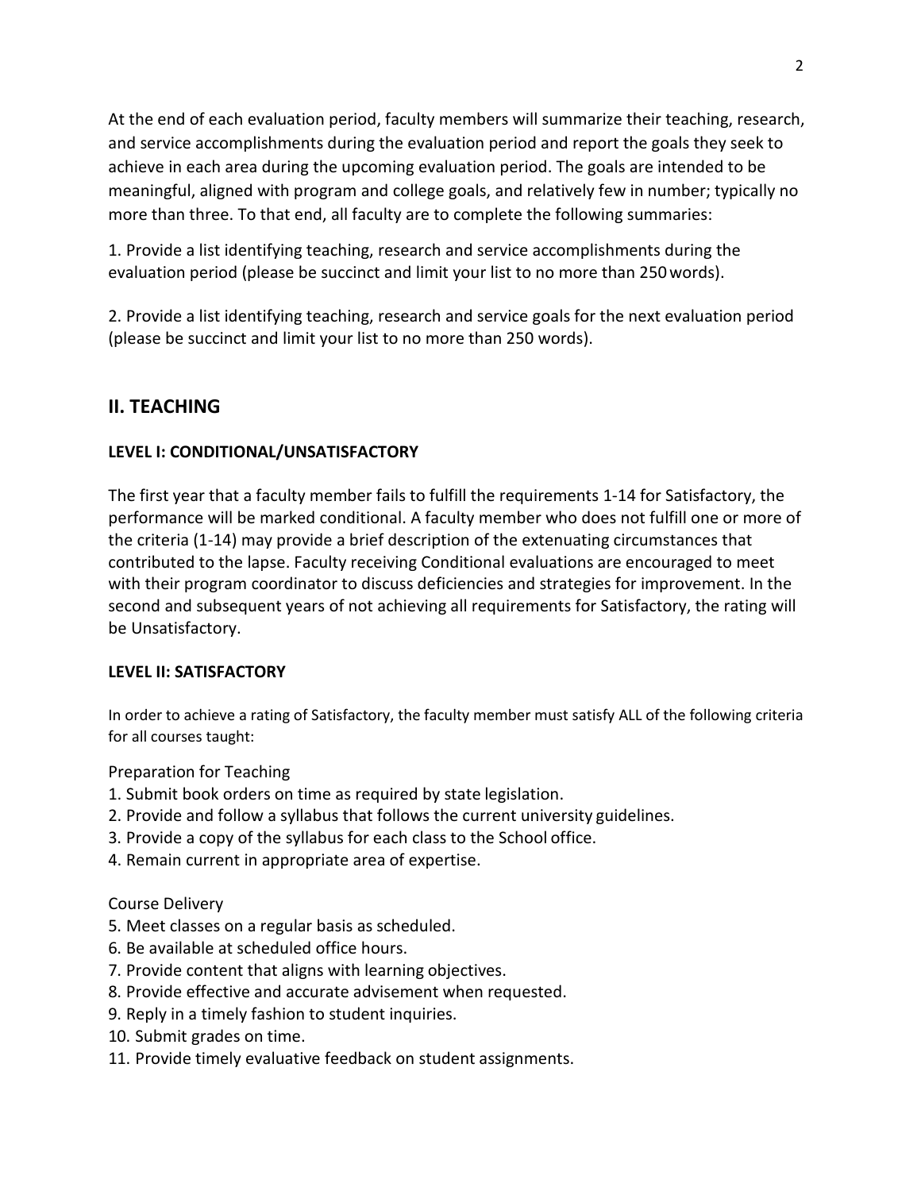At the end of each evaluation period, faculty members will summarize their teaching, research, and service accomplishments during the evaluation period and report the goals they seek to achieve in each area during the upcoming evaluation period. The goals are intended to be meaningful, aligned with program and college goals, and relatively few in number; typically no more than three. To that end, all faculty are to complete the following summaries:

1. Provide a list identifying teaching, research and service accomplishments during the evaluation period (please be succinct and limit your list to no more than 250 words).

2. Provide a list identifying teaching, research and service goals for the next evaluation period (please be succinct and limit your list to no more than 250 words).

## II. TEACHING

### LEVEL I: CONDITIONAL/UNSATISFACTORY

The first year that a faculty member fails to fulfill the requirements 1-14 for Satisfactory, the performance will be marked conditional. A faculty member who does not fulfill one or more of the criteria (1-14) may provide a brief description of the extenuating circumstances that contributed to the lapse. Faculty receiving Conditional evaluations are encouraged to meet with their program coordinator to discuss deficiencies and strategies for improvement. In the second and subsequent years of not achieving all requirements for Satisfactory, the rating will be Unsatisfactory.

### LEVEL II: SATISFACTORY

In order to achieve a rating of Satisfactory, the faculty member must satisfy ALL of the following criteria for all courses taught:

Preparation for Teaching

1. Submit book orders on time as required by state legislation.
2. Provide and follow a syllabus that follows the current university guidelines.
3. Provide a copy of the syllabus for each class to the School office.
4. Remain current in appropriate area of expertise.

Course Delivery

5. Meet classes on a regular basis as scheduled.
6. Be available at scheduled office hours.
7. Provide content that aligns with learning objectives.
8. Provide effective and accurate advisement when requested.
9. Reply in a timely fashion to student inquiries.
10. Submit grades on time.
11. Provide timely evaluative feedback on student assignments.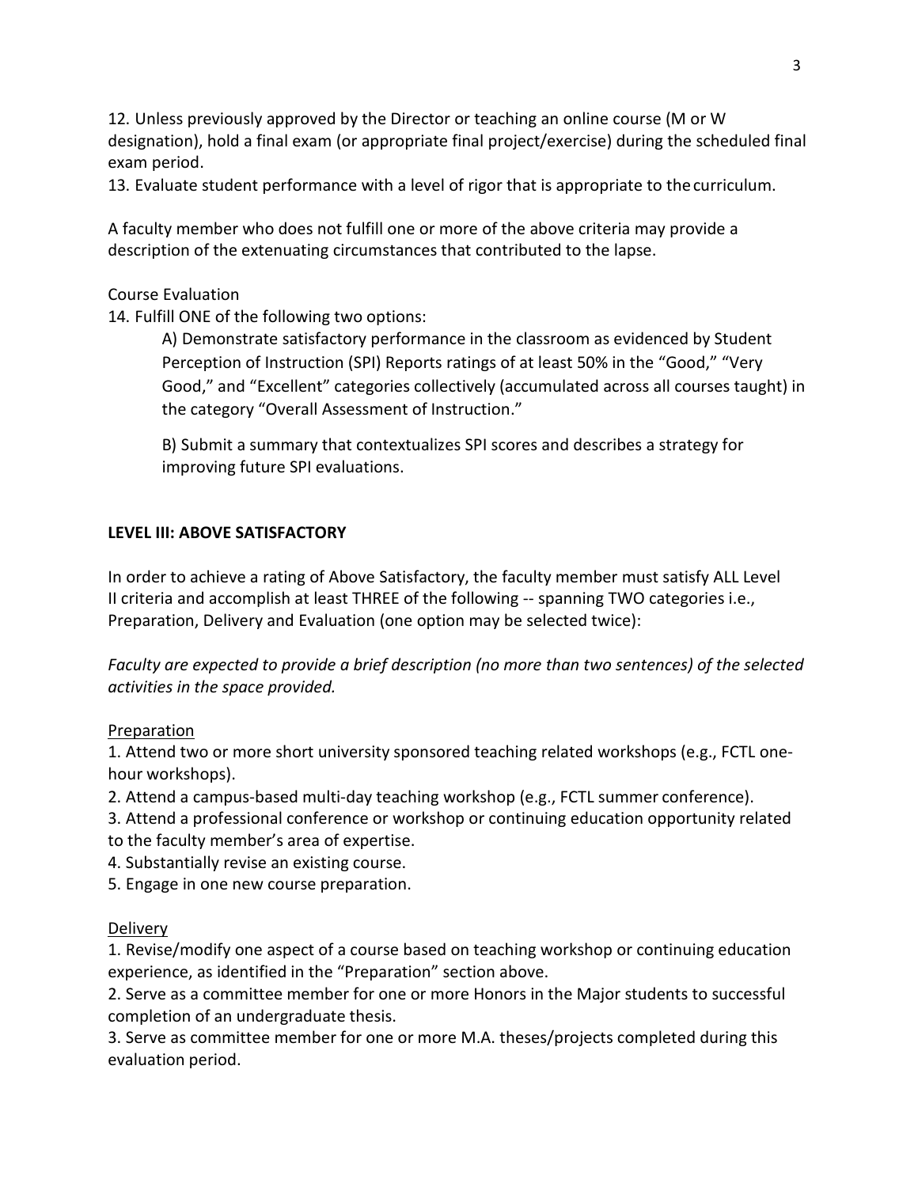12. Unless previously approved by the Director or teaching an online course (M or W designation), hold a final exam (or appropriate final project/exercise) during the scheduled final exam period.
13. Evaluate student performance with a level of rigor that is appropriate to the curriculum.

A faculty member who does not fulfill one or more of the above criteria may provide a description of the extenuating circumstances that contributed to the lapse.

Course Evaluation

14. Fulfill ONE of the following two options:

A) Demonstrate satisfactory performance in the classroom as evidenced by Student Perception of Instruction (SPI) Reports ratings of at least 50% in the "Good," "Very Good," and "Excellent" categories collectively (accumulated across all courses taught) in the category "Overall Assessment of Instruction."

B) Submit a summary that contextualizes SPI scores and describes a strategy for improving future SPI evaluations.

## LEVEL III: ABOVE SATISFACTORY

In order to achieve a rating of Above Satisfactory, the faculty member must satisfy ALL Level II criteria and accomplish at least THREE of the following -- spanning TWO categories i.e., Preparation, Delivery and Evaluation (one option may be selected twice):

*Faculty are expected to provide a brief description (no more than two sentences) of the selected activities in the space provided.*

<u>Preparation</u>

1. Attend two or more short university sponsored teaching related workshops (e.g., FCTL one-hour workshops).
2. Attend a campus-based multi-day teaching workshop (e.g., FCTL summer conference).
3. Attend a professional conference or workshop or continuing education opportunity related to the faculty member's area of expertise.
4. Substantially revise an existing course.
5. Engage in one new course preparation.

<u>Delivery</u>

1. Revise/modify one aspect of a course based on teaching workshop or continuing education experience, as identified in the "Preparation" section above.
2. Serve as a committee member for one or more Honors in the Major students to successful completion of an undergraduate thesis.
3. Serve as committee member for one or more M.A. theses/projects completed during this evaluation period.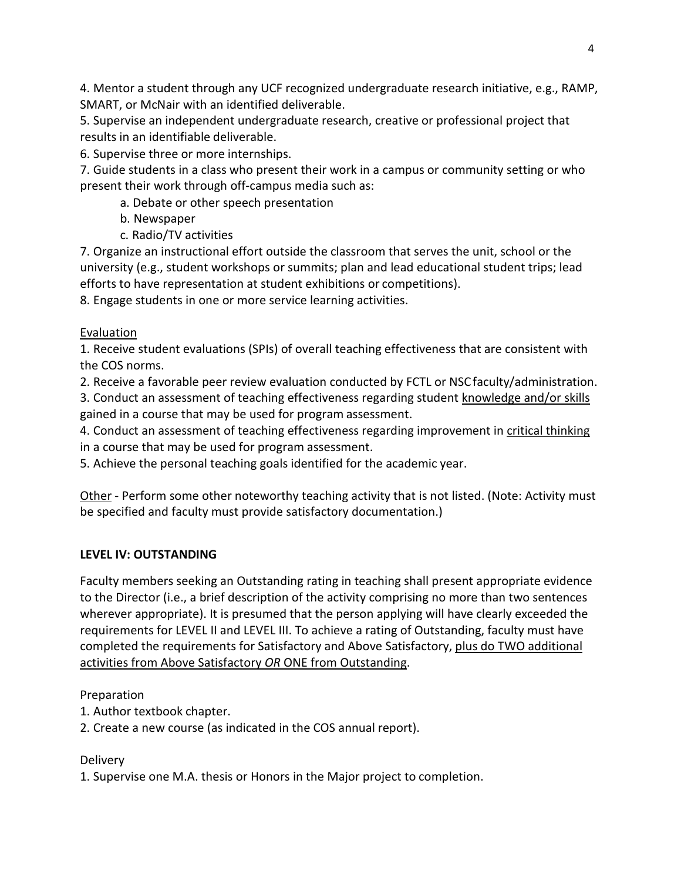4. Mentor a student through any UCF recognized undergraduate research initiative, e.g., RAMP, SMART, or McNair with an identified deliverable.
5. Supervise an independent undergraduate research, creative or professional project that results in an identifiable deliverable.
6. Supervise three or more internships.
7. Guide students in a class who present their work in a campus or community setting or who present their work through off-campus media such as:
   a. Debate or other speech presentation
   b. Newspaper
   c. Radio/TV activities
7. Organize an instructional effort outside the classroom that serves the unit, school or the university (e.g., student workshops or summits; plan and lead educational student trips; lead efforts to have representation at student exhibitions or competitions).
8. Engage students in one or more service learning activities.

<u>Evaluation</u>

1. Receive student evaluations (SPIs) of overall teaching effectiveness that are consistent with the COS norms.
2. Receive a favorable peer review evaluation conducted by FCTL or NSC faculty/administration.
3. Conduct an assessment of teaching effectiveness regarding student <u>knowledge and/or skills</u> gained in a course that may be used for program assessment.
4. Conduct an assessment of teaching effectiveness regarding improvement in <u>critical thinking</u> in a course that may be used for program assessment.
5. Achieve the personal teaching goals identified for the academic year.

<u>Other</u> - Perform some other noteworthy teaching activity that is not listed. (Note: Activity must be specified and faculty must provide satisfactory documentation.)

**LEVEL IV: OUTSTANDING**

Faculty members seeking an Outstanding rating in teaching shall present appropriate evidence to the Director (i.e., a brief description of the activity comprising no more than two sentences wherever appropriate). It is presumed that the person applying will have clearly exceeded the requirements for LEVEL II and LEVEL III. To achieve a rating of Outstanding, faculty must have completed the requirements for Satisfactory and Above Satisfactory, <u>plus do TWO additional activities from Above Satisfactory *OR* ONE from Outstanding</u>.

Preparation

1. Author textbook chapter.
2. Create a new course (as indicated in the COS annual report).

Delivery

1. Supervise one M.A. thesis or Honors in the Major project to completion.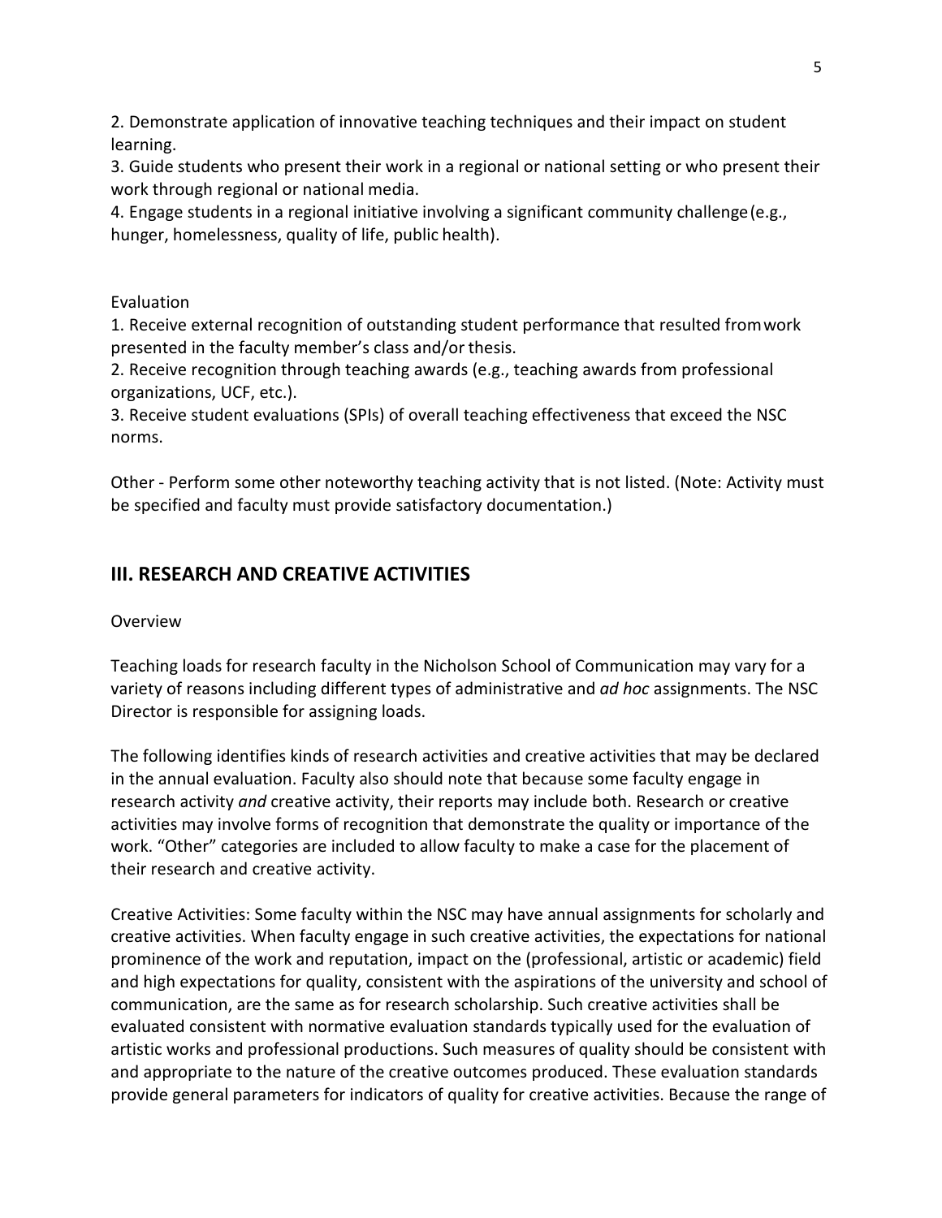2. Demonstrate application of innovative teaching techniques and their impact on student learning.
3. Guide students who present their work in a regional or national setting or who present their work through regional or national media.
4. Engage students in a regional initiative involving a significant community challenge (e.g., hunger, homelessness, quality of life, public health).

Evaluation
1. Receive external recognition of outstanding student performance that resulted from work presented in the faculty member's class and/or thesis.
2. Receive recognition through teaching awards (e.g., teaching awards from professional organizations, UCF, etc.).
3. Receive student evaluations (SPIs) of overall teaching effectiveness that exceed the NSC norms.

Other - Perform some other noteworthy teaching activity that is not listed. (Note: Activity must be specified and faculty must provide satisfactory documentation.)

## III. RESEARCH AND CREATIVE ACTIVITIES

Overview

Teaching loads for research faculty in the Nicholson School of Communication may vary for a variety of reasons including different types of administrative and *ad hoc* assignments. The NSC Director is responsible for assigning loads.

The following identifies kinds of research activities and creative activities that may be declared in the annual evaluation. Faculty also should note that because some faculty engage in research activity *and* creative activity, their reports may include both. Research or creative activities may involve forms of recognition that demonstrate the quality or importance of the work. "Other" categories are included to allow faculty to make a case for the placement of their research and creative activity.

Creative Activities: Some faculty within the NSC may have annual assignments for scholarly and creative activities. When faculty engage in such creative activities, the expectations for national prominence of the work and reputation, impact on the (professional, artistic or academic) field and high expectations for quality, consistent with the aspirations of the university and school of communication, are the same as for research scholarship. Such creative activities shall be evaluated consistent with normative evaluation standards typically used for the evaluation of artistic works and professional productions. Such measures of quality should be consistent with and appropriate to the nature of the creative outcomes produced. These evaluation standards provide general parameters for indicators of quality for creative activities. Because the range of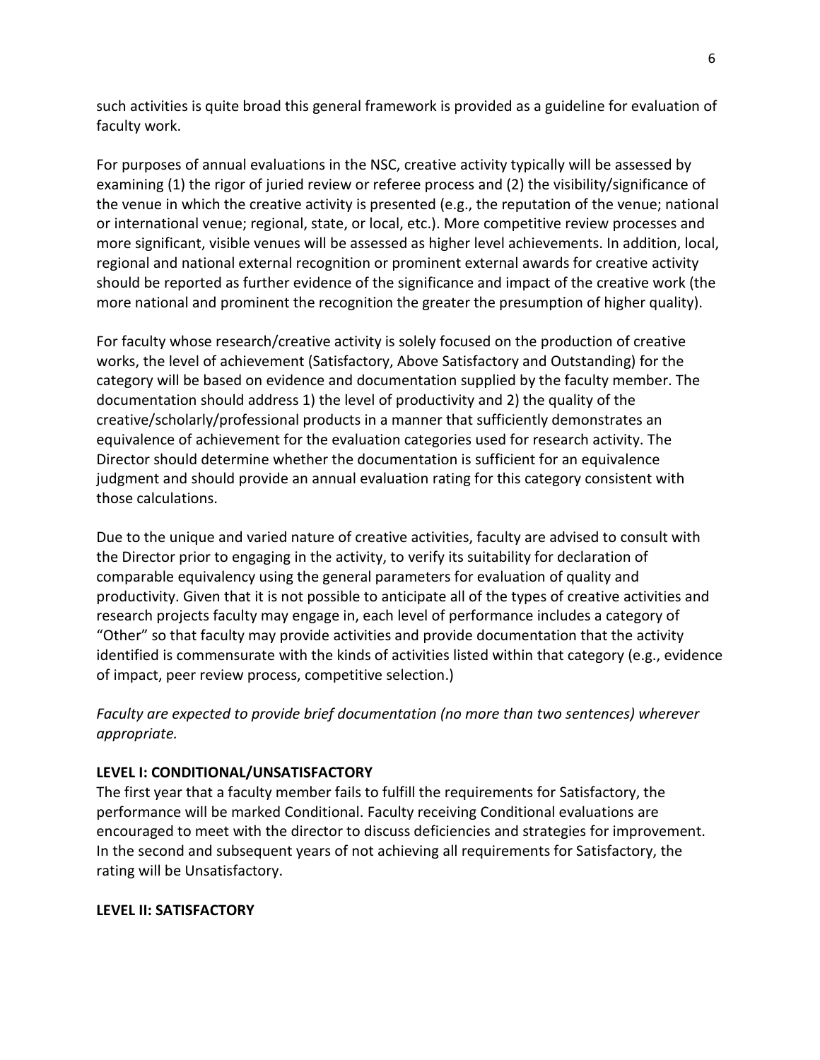such activities is quite broad this general framework is provided as a guideline for evaluation of faculty work.

For purposes of annual evaluations in the NSC, creative activity typically will be assessed by examining (1) the rigor of juried review or referee process and (2) the visibility/significance of the venue in which the creative activity is presented (e.g., the reputation of the venue; national or international venue; regional, state, or local, etc.). More competitive review processes and more significant, visible venues will be assessed as higher level achievements. In addition, local, regional and national external recognition or prominent external awards for creative activity should be reported as further evidence of the significance and impact of the creative work (the more national and prominent the recognition the greater the presumption of higher quality).

For faculty whose research/creative activity is solely focused on the production of creative works, the level of achievement (Satisfactory, Above Satisfactory and Outstanding) for the category will be based on evidence and documentation supplied by the faculty member. The documentation should address 1) the level of productivity and 2) the quality of the creative/scholarly/professional products in a manner that sufficiently demonstrates an equivalence of achievement for the evaluation categories used for research activity. The Director should determine whether the documentation is sufficient for an equivalence judgment and should provide an annual evaluation rating for this category consistent with those calculations.

Due to the unique and varied nature of creative activities, faculty are advised to consult with the Director prior to engaging in the activity, to verify its suitability for declaration of comparable equivalency using the general parameters for evaluation of quality and productivity. Given that it is not possible to anticipate all of the types of creative activities and research projects faculty may engage in, each level of performance includes a category of "Other" so that faculty may provide activities and provide documentation that the activity identified is commensurate with the kinds of activities listed within that category (e.g., evidence of impact, peer review process, competitive selection.)

*Faculty are expected to provide brief documentation (no more than two sentences) wherever appropriate.*

**LEVEL I: CONDITIONAL/UNSATISFACTORY**

The first year that a faculty member fails to fulfill the requirements for Satisfactory, the performance will be marked Conditional. Faculty receiving Conditional evaluations are encouraged to meet with the director to discuss deficiencies and strategies for improvement. In the second and subsequent years of not achieving all requirements for Satisfactory, the rating will be Unsatisfactory.

**LEVEL II: SATISFACTORY**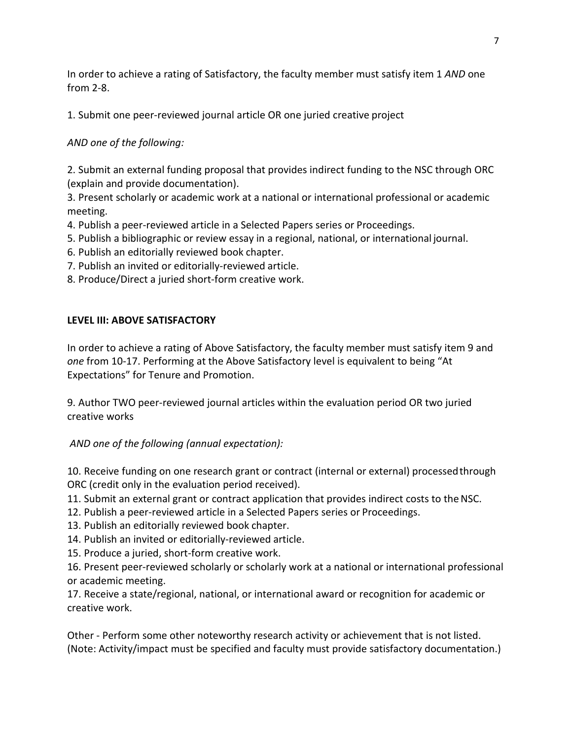In order to achieve a rating of Satisfactory, the faculty member must satisfy item 1 *AND* one from 2-8.

1. Submit one peer-reviewed journal article OR one juried creative project

*AND one of the following:*

2. Submit an external funding proposal that provides indirect funding to the NSC through ORC (explain and provide documentation).
3. Present scholarly or academic work at a national or international professional or academic meeting.
4. Publish a peer-reviewed article in a Selected Papers series or Proceedings.
5. Publish a bibliographic or review essay in a regional, national, or international journal.
6. Publish an editorially reviewed book chapter.
7. Publish an invited or editorially-reviewed article.
8. Produce/Direct a juried short-form creative work.

**LEVEL III: ABOVE SATISFACTORY**

In order to achieve a rating of Above Satisfactory, the faculty member must satisfy item 9 and *one* from 10-17. Performing at the Above Satisfactory level is equivalent to being "At Expectations" for Tenure and Promotion.

9. Author TWO peer-reviewed journal articles within the evaluation period OR two juried creative works

*AND one of the following (annual expectation):*

10. Receive funding on one research grant or contract (internal or external) processed through ORC (credit only in the evaluation period received).
11. Submit an external grant or contract application that provides indirect costs to the NSC.
12. Publish a peer-reviewed article in a Selected Papers series or Proceedings.
13. Publish an editorially reviewed book chapter.
14. Publish an invited or editorially-reviewed article.
15. Produce a juried, short-form creative work.
16. Present peer-reviewed scholarly or scholarly work at a national or international professional or academic meeting.
17. Receive a state/regional, national, or international award or recognition for academic or creative work.

Other - Perform some other noteworthy research activity or achievement that is not listed. (Note: Activity/impact must be specified and faculty must provide satisfactory documentation.)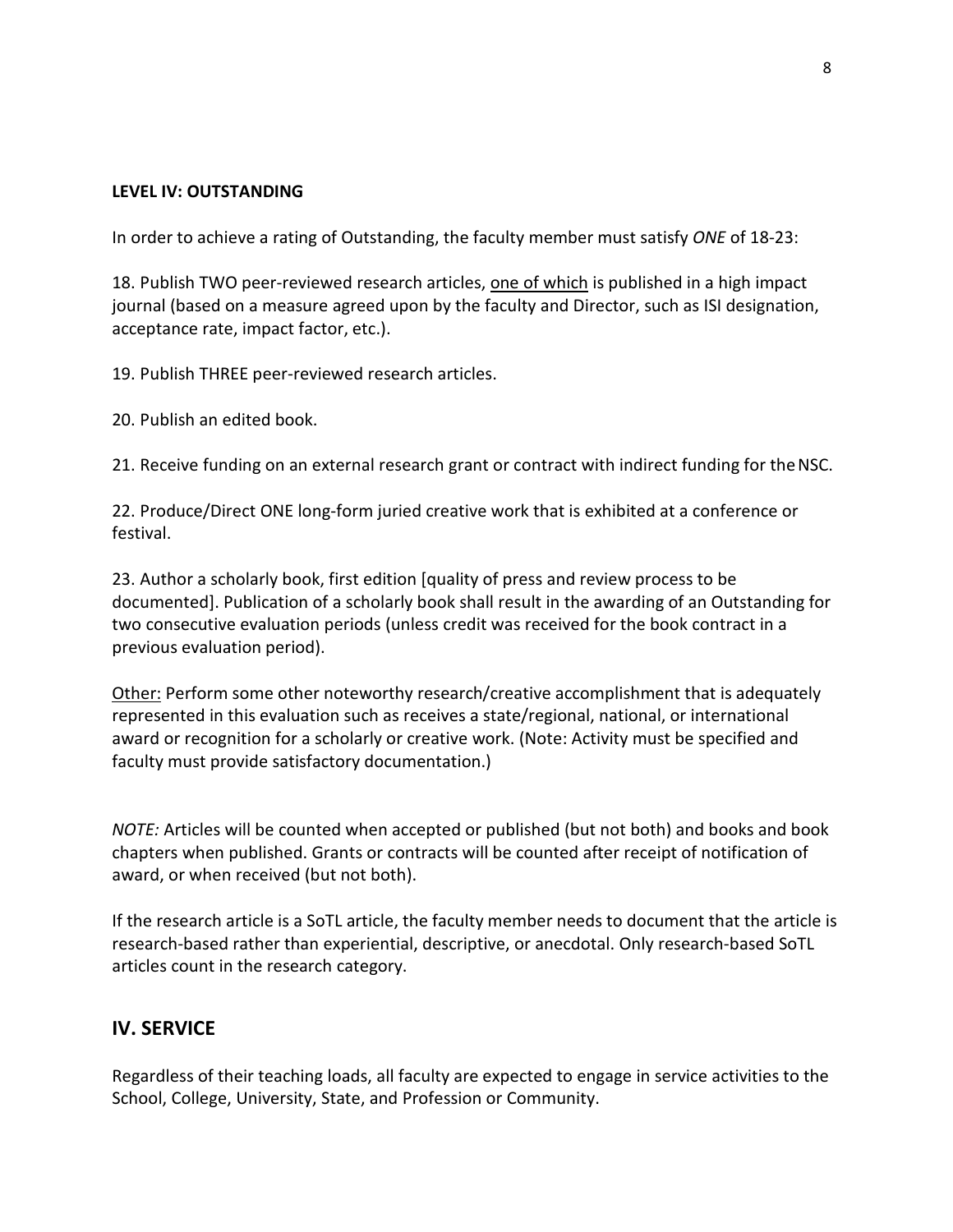**LEVEL IV: OUTSTANDING**

In order to achieve a rating of Outstanding, the faculty member must satisfy *ONE* of 18-23:

18. Publish TWO peer-reviewed research articles, <u>one of which</u> is published in a high impact journal (based on a measure agreed upon by the faculty and Director, such as ISI designation, acceptance rate, impact factor, etc.).

19. Publish THREE peer-reviewed research articles.

20. Publish an edited book.

21. Receive funding on an external research grant or contract with indirect funding for the NSC.

22. Produce/Direct ONE long-form juried creative work that is exhibited at a conference or festival.

23. Author a scholarly book, first edition [quality of press and review process to be documented]. Publication of a scholarly book shall result in the awarding of an Outstanding for two consecutive evaluation periods (unless credit was received for the book contract in a previous evaluation period).

<u>Other:</u> Perform some other noteworthy research/creative accomplishment that is adequately represented in this evaluation such as receives a state/regional, national, or international award or recognition for a scholarly or creative work. (Note: Activity must be specified and faculty must provide satisfactory documentation.)

*NOTE:* Articles will be counted when accepted or published (but not both) and books and book chapters when published. Grants or contracts will be counted after receipt of notification of award, or when received (but not both).

If the research article is a SoTL article, the faculty member needs to document that the article is research-based rather than experiential, descriptive, or anecdotal. Only research-based SoTL articles count in the research category.

## IV. SERVICE

Regardless of their teaching loads, all faculty are expected to engage in service activities to the School, College, University, State, and Profession or Community.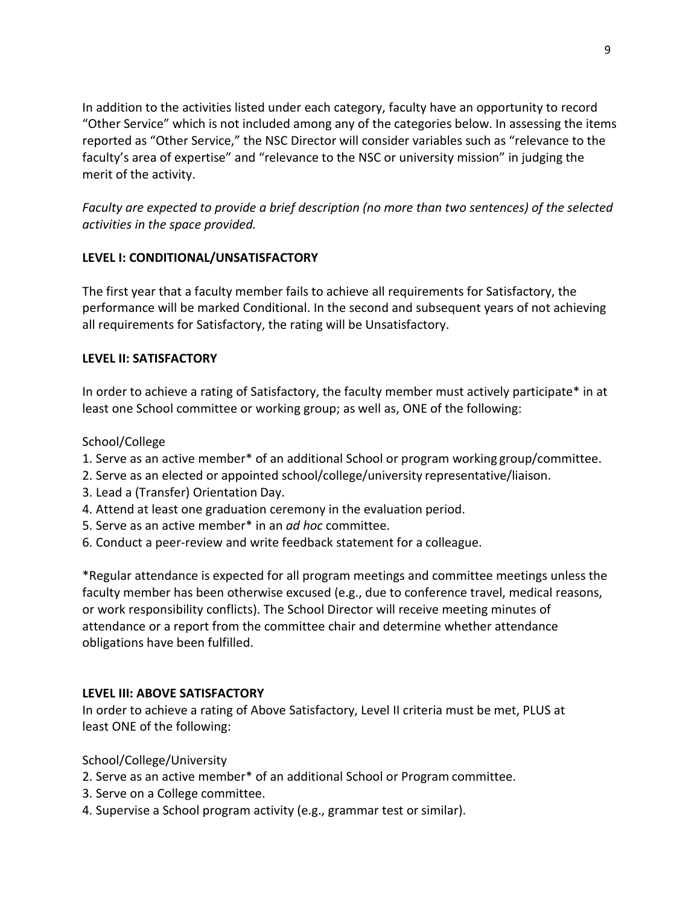In addition to the activities listed under each category, faculty have an opportunity to record "Other Service" which is not included among any of the categories below. In assessing the items reported as "Other Service," the NSC Director will consider variables such as "relevance to the faculty's area of expertise" and "relevance to the NSC or university mission" in judging the merit of the activity.

*Faculty are expected to provide a brief description (no more than two sentences) of the selected activities in the space provided.*

**LEVEL I: CONDITIONAL/UNSATISFACTORY**

The first year that a faculty member fails to achieve all requirements for Satisfactory, the performance will be marked Conditional. In the second and subsequent years of not achieving all requirements for Satisfactory, the rating will be Unsatisfactory.

**LEVEL II: SATISFACTORY**

In order to achieve a rating of Satisfactory, the faculty member must actively participate* in at least one School committee or working group; as well as, ONE of the following:

School/College

1. Serve as an active member* of an additional School or program working group/committee.
2. Serve as an elected or appointed school/college/university representative/liaison.
3. Lead a (Transfer) Orientation Day.
4. Attend at least one graduation ceremony in the evaluation period.
5. Serve as an active member* in an *ad hoc* committee.
6. Conduct a peer-review and write feedback statement for a colleague.

*Regular attendance is expected for all program meetings and committee meetings unless the faculty member has been otherwise excused (e.g., due to conference travel, medical reasons, or work responsibility conflicts). The School Director will receive meeting minutes of attendance or a report from the committee chair and determine whether attendance obligations have been fulfilled.

**LEVEL III: ABOVE SATISFACTORY**

In order to achieve a rating of Above Satisfactory, Level II criteria must be met, PLUS at least ONE of the following:

School/College/University

2. Serve as an active member* of an additional School or Program committee.
3. Serve on a College committee.
4. Supervise a School program activity (e.g., grammar test or similar).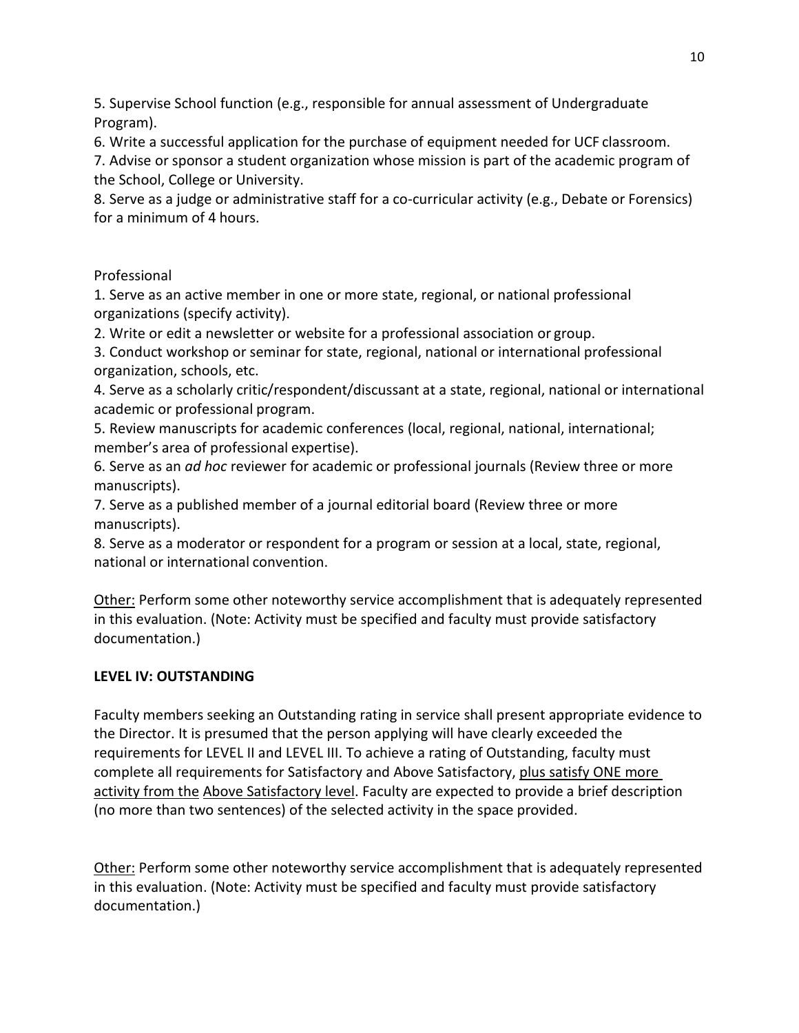5. Supervise School function (e.g., responsible for annual assessment of Undergraduate Program).
6. Write a successful application for the purchase of equipment needed for UCF classroom.
7. Advise or sponsor a student organization whose mission is part of the academic program of the School, College or University.
8. Serve as a judge or administrative staff for a co-curricular activity (e.g., Debate or Forensics) for a minimum of 4 hours.

Professional

1. Serve as an active member in one or more state, regional, or national professional organizations (specify activity).
2. Write or edit a newsletter or website for a professional association or group.
3. Conduct workshop or seminar for state, regional, national or international professional organization, schools, etc.
4. Serve as a scholarly critic/respondent/discussant at a state, regional, national or international academic or professional program.
5. Review manuscripts for academic conferences (local, regional, national, international; member's area of professional expertise).
6. Serve as an *ad hoc* reviewer for academic or professional journals (Review three or more manuscripts).
7. Serve as a published member of a journal editorial board (Review three or more manuscripts).
8. Serve as a moderator or respondent for a program or session at a local, state, regional, national or international convention.

<u>Other:</u> Perform some other noteworthy service accomplishment that is adequately represented in this evaluation. (Note: Activity must be specified and faculty must provide satisfactory documentation.)

**LEVEL IV: OUTSTANDING**

Faculty members seeking an Outstanding rating in service shall present appropriate evidence to the Director. It is presumed that the person applying will have clearly exceeded the requirements for LEVEL II and LEVEL III. To achieve a rating of Outstanding, faculty must complete all requirements for Satisfactory and Above Satisfactory, <u>plus satisfy ONE more activity from the</u> <u>Above Satisfactory level</u>. Faculty are expected to provide a brief description (no more than two sentences) of the selected activity in the space provided.

<u>Other:</u> Perform some other noteworthy service accomplishment that is adequately represented in this evaluation. (Note: Activity must be specified and faculty must provide satisfactory documentation.)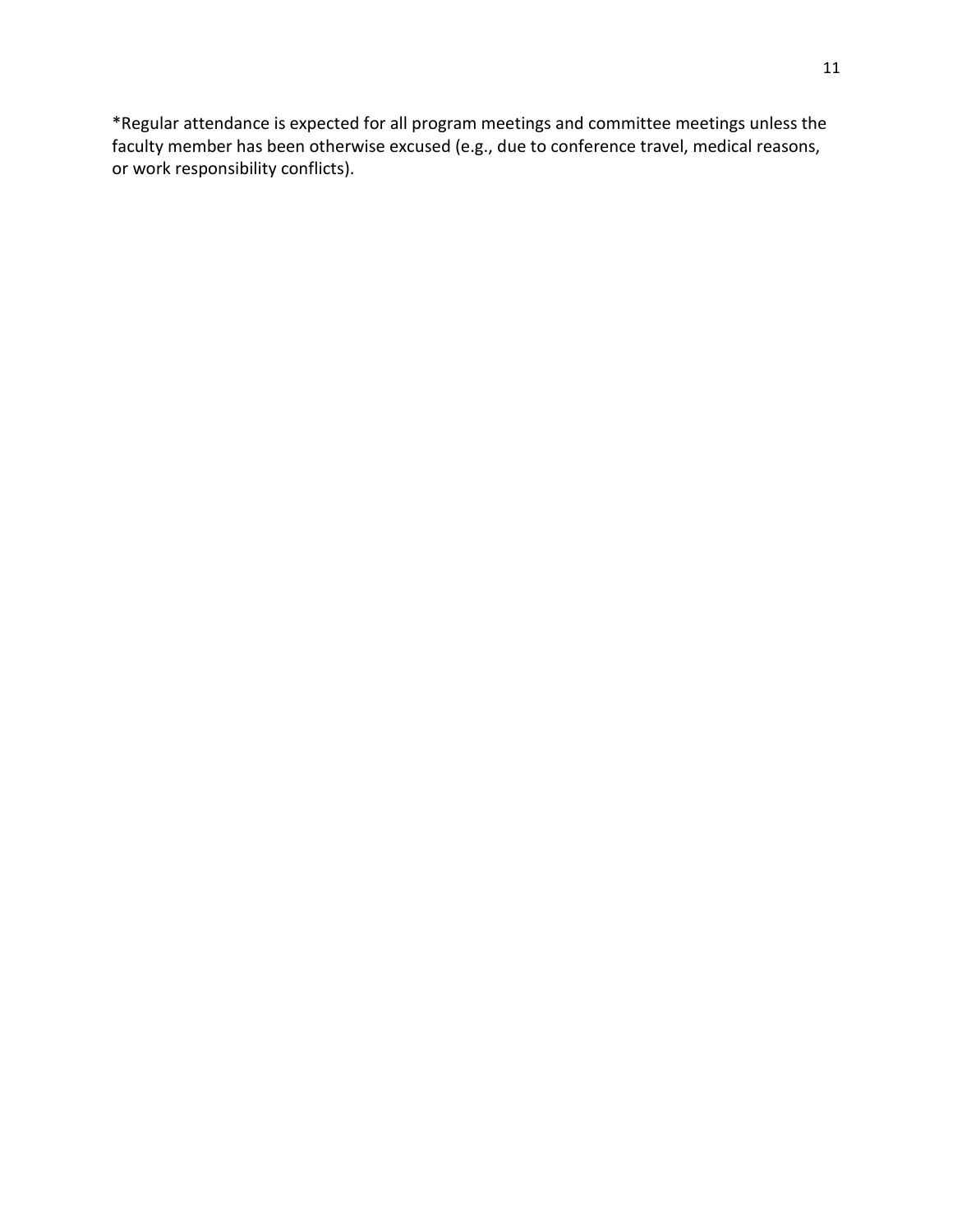*Regular attendance is expected for all program meetings and committee meetings unless the faculty member has been otherwise excused (e.g., due to conference travel, medical reasons, or work responsibility conflicts).